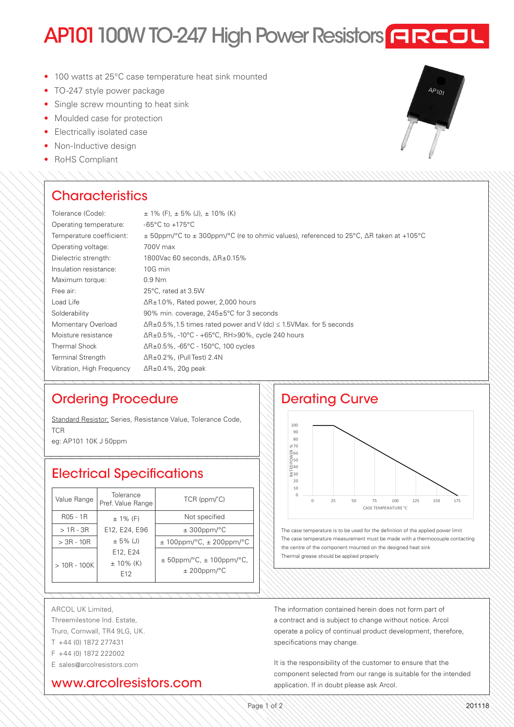# AP101 100W TO-247 High Power Resistors ARCOL

- 100 watts at 25°C case temperature heat sink mounted
- TO-247 style power package
- Single screw mounting to heat sink
- Moulded case for protection
- Electrically isolated case
- Non-Inductive design
- RoHS Compliant

## Characteristics

| | |
|---|---|
| Tolerance (Code): | ± 1% (F), ± 5% (J), ± 10% (K) |
| Operating temperature: | -65°C to +175°C |
| Temperature coefficient: | ± 50ppm/°C to ± 300ppm/°C (re to ohmic values), referenced to 25°C, ΔR taken at +105°C |
| Operating voltage: | 700V max |
| Dielectric strength: | 1800Vac 60 seconds, ΔR±0.15% |
| Insulation resistance: | 10G min |
| Maximum torque: | 0.9 Nm |
| Free air: | 25°C, rated at 3.5W |
| Load Life | ΔR±1.0%, Rated power, 2,000 hours |
| Solderability | 90% min. coverage, 245±5°C for 3 seconds |
| Momentary Overload | ΔR±0.5%,1.5 times rated power and V (dc) ≤ 1.5VMax. for 5 seconds |
| Moisture resistance | ΔR±0.5%, -10°C - +65°C, RH>90%, cycle 240 hours |
| Thermal Shock | ΔR±0.5%, -65°C - 150°C, 100 cycles |
| Terminal Strength | ΔR±0.2%, (Pull Test) 2.4N |
| Vibration, High Frequency | ΔR±0.4%, 20g peak |

## Ordering Procedure

Standard Resistor: Series, Resistance Value, Tolerance Code, TCR

eg: AP101 10K J 50ppm

## Electrical Specifications

| Value Range | Tolerance Pref. Value Range | TCR (ppm/°C) |
|---|---|---|
| R05 - 1R | ± 1% (F) | Not specified |
| > 1R - 3R | E12, E24, E96 | ± 300ppm/°C |
| > 3R - 10R | ± 5% (J) | ± 100ppm/°C, ± 200ppm/°C |
| > 10R - 100K | E12, E24<br>± 10% (K)<br>E12 | ± 50ppm/°C, ± 100ppm/°C, ± 200ppm/°C |

## Derating Curve

RATED POWER % (0–100) vs CASE TEMPERATURE °C (0–175)

The case temperature is to be used for the definition of the applied power limit
The case temperature measurement must be made with a thermocouple contacting the centre of the component mounted on the designed heat sink
Thermal grease should be applied properly

ARCOL UK Limited,
Threemilestone Ind. Estate,
Truro, Cornwall, TR4 9LG, UK.
T +44 (0) 1872 277431
F +44 (0) 1872 222002
E sales@arcolresistors.com

www.arcolresistors.com

The information contained herein does not form part of a contract and is subject to change without notice. Arcol operate a policy of continual product development, therefore, specifications may change.

It is the responsibility of the customer to ensure that the component selected from our range is suitable for the intended application. If in doubt please ask Arcol.

201118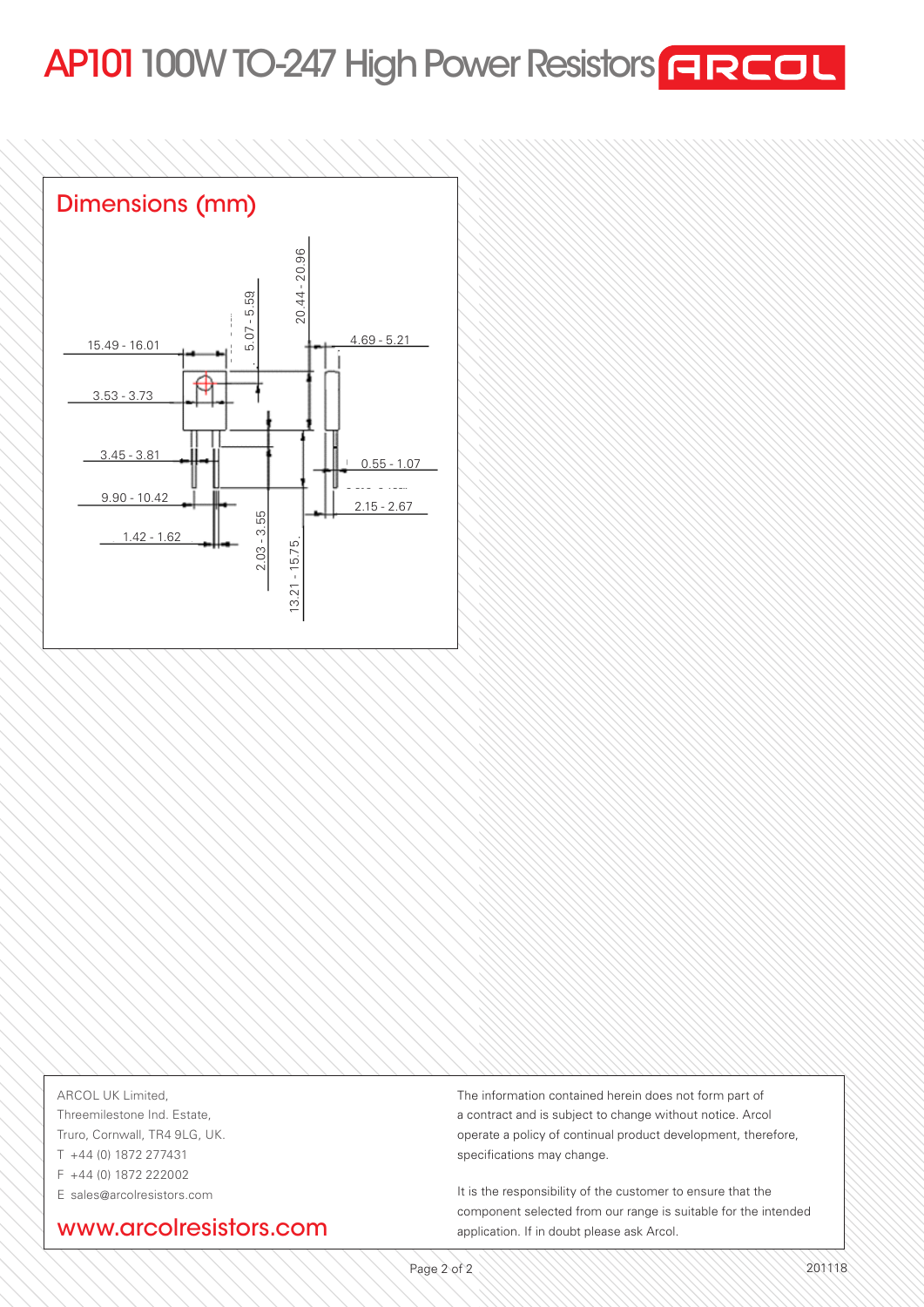# AP101 100W TO-247 High Power Resistors

## Dimensions (mm)

20.44 - 20.96

5.07 - 5.59

15.49 - 16.01

4.69 - 5.21

3.53 - 3.73

3.45 - 3.81

0.55 - 1.07

9.90 - 10.42

2.15 - 2.67

1.42 - 1.62

2.03 - 3.55

13.21 - 15.75

ARCOL UK Limited,
Threemilestone Ind. Estate,
Truro, Cornwall, TR4 9LG, UK.
T +44 (0) 1872 277431
F +44 (0) 1872 222002
E sales@arcolresistors.com

www.arcolresistors.com

The information contained herein does not form part of a contract and is subject to change without notice. Arcol operate a policy of continual product development, therefore, specifications may change.

It is the responsibility of the customer to ensure that the component selected from our range is suitable for the intended application. If in doubt please ask Arcol.

201118